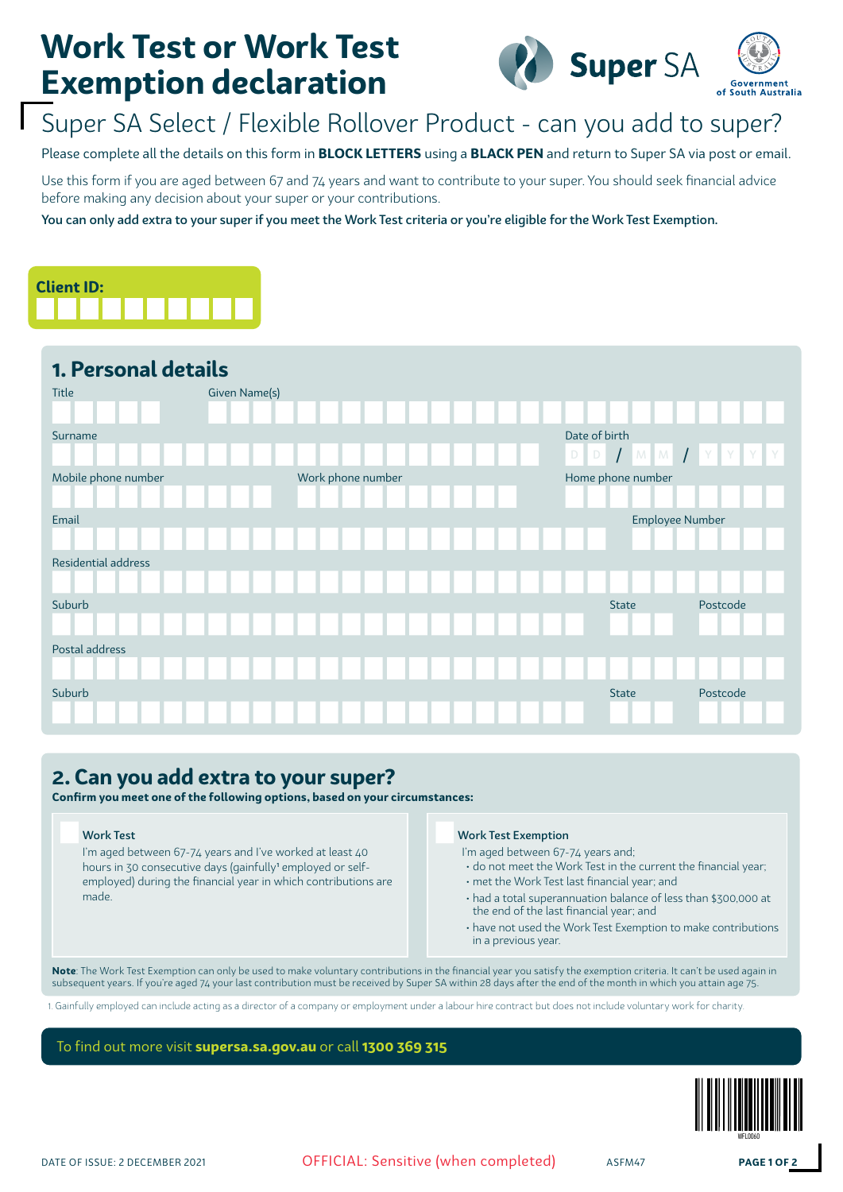# Work Test or Work Test Exemption declaration

Super SA

Government of South Australia

## Super SA Select / Flexible Rollover Product - can you add to super?

Please complete all the details on this form in **BLOCK LETTERS** using a **BLACK PEN** and return to Super SA via post or email.

Use this form if you are aged between 67 and 74 years and want to contribute to your super. You should seek financial advice before making any decision about your super or your contributions.

**You can only add extra to your super if you meet the Work Test criteria or you're eligible for the Work Test Exemption.**

**Client ID:**

## 1. Personal details

Title

Given Name(s)

Surname

Date of birth D D / M M / Y Y Y Y

Mobile phone number

Work phone number

Home phone number

Email

Employee Number

Residential address

Suburb

State

Postcode

Postal address

Suburb

State

Postcode

## 2. Can you add extra to your super?

**Confirm you meet one of the following options, based on your circumstances:**

☐ **Work Test**

I'm aged between 67-74 years and I've worked at least 40 hours in 30 consecutive days (gainfully[1] employed or self-employed) during the financial year in which contributions are made.

☐ **Work Test Exemption**

I'm aged between 67-74 years and;

- do not meet the Work Test in the current the financial year;
- met the Work Test last financial year; and
- had a total superannuation balance of less than $300,000 at the end of the last financial year; and
- have not used the Work Test Exemption to make contributions in a previous year.

**Note**: The Work Test Exemption can only be used to make voluntary contributions in the financial year you satisfy the exemption criteria. It can't be used again in subsequent years. If you're aged 74 your last contribution must be received by Super SA within 28 days after the end of the month in which you attain age 75.

1. Gainfully employed can include acting as a director of a company or employment under a labour hire contract but does not include voluntary work for charity.

To find out more visit **supersa.sa.gov.au** or call **1300 369 315**

WFL0060

DATE OF ISSUE: 2 DECEMBER 2021

OFFICIAL: Sensitive (when completed)

ASFM47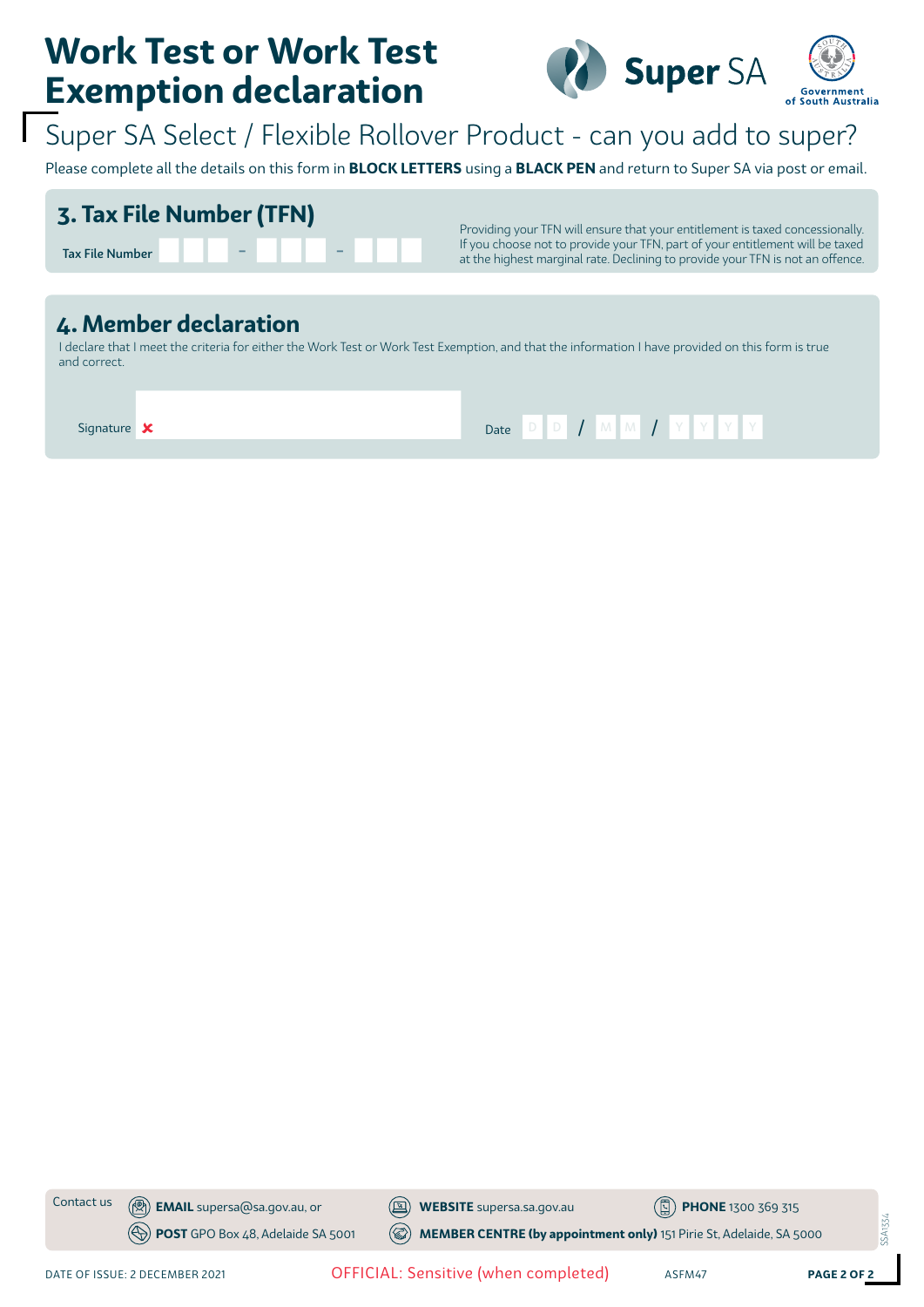# Work Test or Work Test Exemption declaration

Super SA

Government of South Australia

## Super SA Select / Flexible Rollover Product - can you add to super?

Please complete all the details on this form in **BLOCK LETTERS** using a **BLACK PEN** and return to Super SA via post or email.

## 3. Tax File Number (TFN)

Tax File Number ___ ___ ___ - ___ ___ ___ - ___ ___ ___

Providing your TFN will ensure that your entitlement is taxed concessionally. If you choose not to provide your TFN, part of your entitlement will be taxed at the highest marginal rate. Declining to provide your TFN is not an offence.

## 4. Member declaration

I declare that I meet the criteria for either the Work Test or Work Test Exemption, and that the information I have provided on this form is true and correct.

Signature ✘

Date D D / M M / Y Y Y Y

Contact us

**EMAIL** supersa@sa.gov.au, or

**POST** GPO Box 48, Adelaide SA 5001

**WEBSITE** supersa.sa.gov.au

**MEMBER CENTRE (by appointment only)** 151 Pirie St, Adelaide, SA 5000

**PHONE** 1300 369 315

SSA1554

DATE OF ISSUE: 2 DECEMBER 2021

OFFICIAL: Sensitive (when completed)

ASFM47